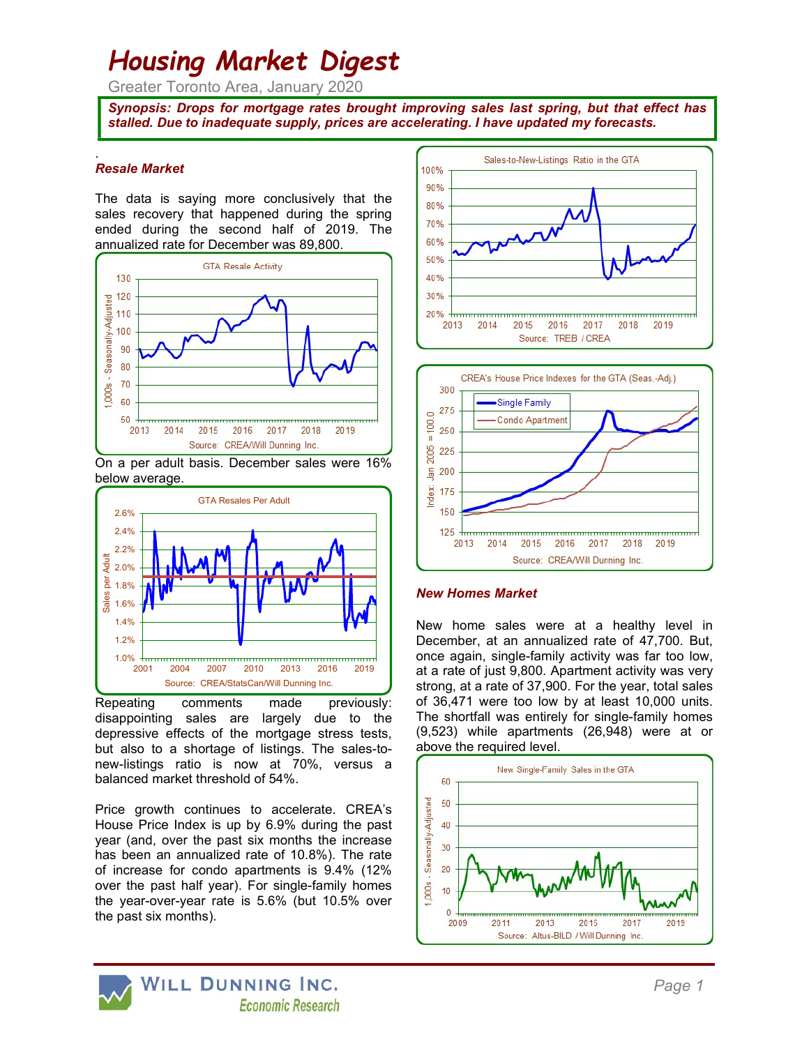# Housing Market Digest

Greater Toronto Area, January 2020

***Synopsis: Drops for mortgage rates brought improving sales last spring, but that effect has stalled. Due to inadequate supply, prices are accelerating. I have updated my forecasts.***

## *Resale Market*

The data is saying more conclusively that the sales recovery that happened during the spring ended during the second half of 2019. The annualized rate for December was 89,800.

On a per adult basis. December sales were 16% below average.

Repeating comments made previously: disappointing sales are largely due to the depressive effects of the mortgage stress tests, but also to a shortage of listings. The sales-to-new-listings ratio is now at 70%, versus a balanced market threshold of 54%.

Price growth continues to accelerate. CREA's House Price Index is up by 6.9% during the past year (and, over the past six months the increase has been an annualized rate of 10.8%). The rate of increase for condo apartments is 9.4% (12% over the past half year). For single-family homes the year-over-year rate is 5.6% (but 10.5% over the past six months).

## *New Homes Market*

New home sales were at a healthy level in December, at an annualized rate of 47,700. But, once again, single-family activity was far too low, at a rate of just 9,800. Apartment activity was very strong, at a rate of 37,900. For the year, total sales of 36,471 were too low by at least 10,000 units. The shortfall was entirely for single-family homes (9,523) while apartments (26,948) were at or above the required level.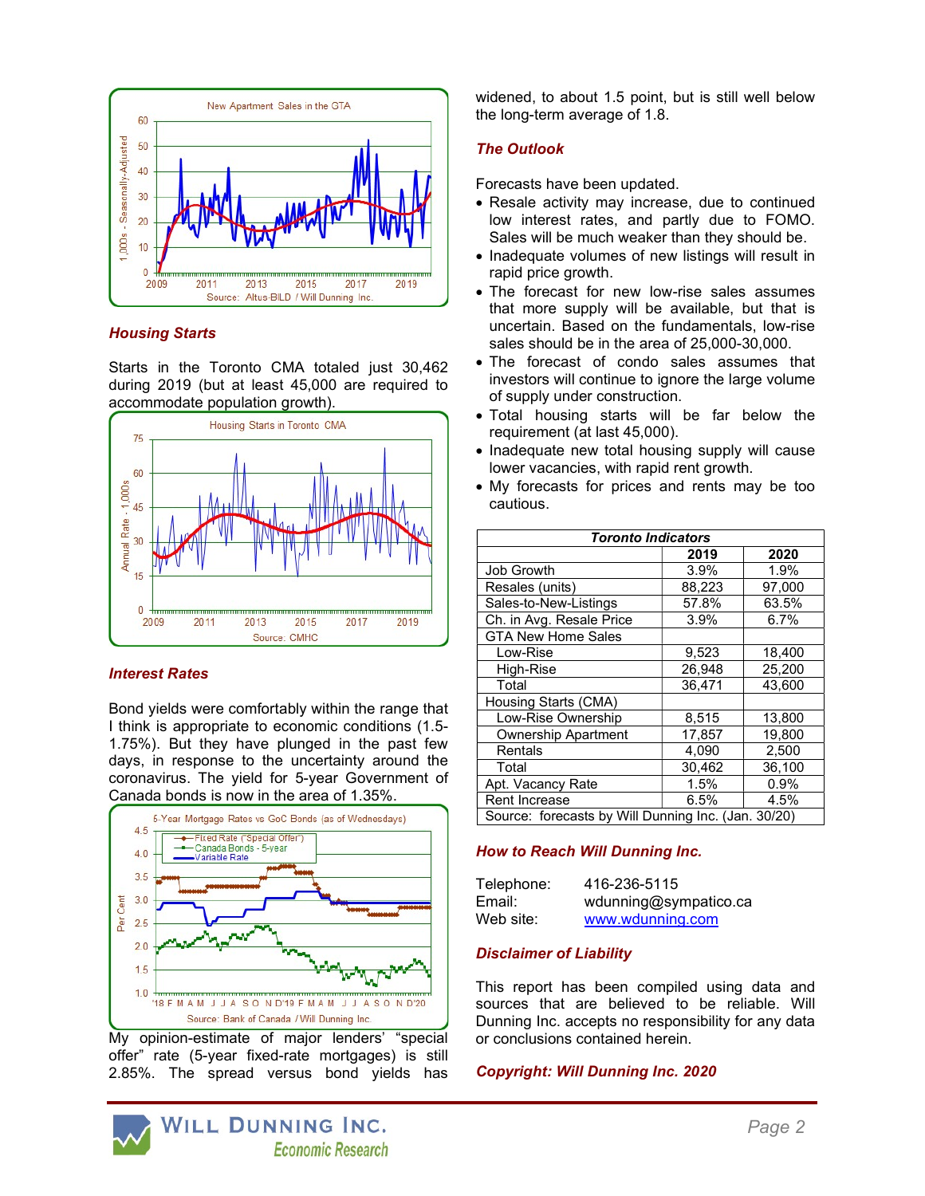New Apartment Sales in the GTA

1,000s - Seasonally-Adjusted

60
50
40
30
20
10
0

2009 2011 2013 2015 2017 2019

Source: Altus-BILD / Will Dunning Inc.

### Housing Starts

Starts in the Toronto CMA totaled just 30,462 during 2019 (but at least 45,000 are required to accommodate population growth).

Housing Starts in Toronto CMA

Annual Rate - 1,000s

75
60
45
30
15
0

2009 2011 2013 2015 2017 2019

Source: CMHC

### Interest Rates

Bond yields were comfortably within the range that I think is appropriate to economic conditions (1.5-1.75%). But they have plunged in the past few days, in response to the uncertainty around the coronavirus. The yield for 5-year Government of Canada bonds is now in the area of 1.35%.

5-Year Mortgage Rates vs GoC Bonds (as of Wednesdays)

Fixed Rate ("Special Offer")
Canada Bonds - 5-year
Variable Rate

Per Cent

4.5
4.0
3.5
3.0
2.5
2.0
1.5
1.0

'18 F M A M J J A S O N D'19 F M A M J J A S O N D'20

Source: Bank of Canada / Will Dunning Inc.

My opinion-estimate of major lenders' "special offer" rate (5-year fixed-rate mortgages) is still 2.85%. The spread versus bond yields has widened, to about 1.5 point, but is still well below the long-term average of 1.8.

### The Outlook

Forecasts have been updated.

- Resale activity may increase, due to continued low interest rates, and partly due to FOMO. Sales will be much weaker than they should be.
- Inadequate volumes of new listings will result in rapid price growth.
- The forecast for new low-rise sales assumes that more supply will be available, but that is uncertain. Based on the fundamentals, low-rise sales should be in the area of 25,000-30,000.
- The forecast of condo sales assumes that investors will continue to ignore the large volume of supply under construction.
- Total housing starts will be far below the requirement (at last 45,000).
- Inadequate new total housing supply will cause lower vacancies, with rapid rent growth.
- My forecasts for prices and rents may be too cautious.

| Toronto Indicators | | |
|---|---|---|
| | **2019** | **2020** |
| Job Growth | 3.9% | 1.9% |
| Resales (units) | 88,223 | 97,000 |
| Sales-to-New-Listings | 57.8% | 63.5% |
| Ch. in Avg. Resale Price | 3.9% | 6.7% |
| GTA New Home Sales | | |
| Low-Rise | 9,523 | 18,400 |
| High-Rise | 26,948 | 25,200 |
| Total | 36,471 | 43,600 |
| Housing Starts (CMA) | | |
| Low-Rise Ownership | 8,515 | 13,800 |
| Ownership Apartment | 17,857 | 19,800 |
| Rentals | 4,090 | 2,500 |
| Total | 30,462 | 36,100 |
| Apt. Vacancy Rate | 1.5% | 0.9% |
| Rent Increase | 6.5% | 4.5% |
| Source: forecasts by Will Dunning Inc. (Jan. 30/20) | | |

### How to Reach Will Dunning Inc.

Telephone: 416-236-5115
Email: wdunning@sympatico.ca
Web site: www.wdunning.com

### Disclaimer of Liability

This report has been compiled using data and sources that are believed to be reliable. Will Dunning Inc. accepts no responsibility for any data or conclusions contained herein.

***Copyright: Will Dunning Inc. 2020***